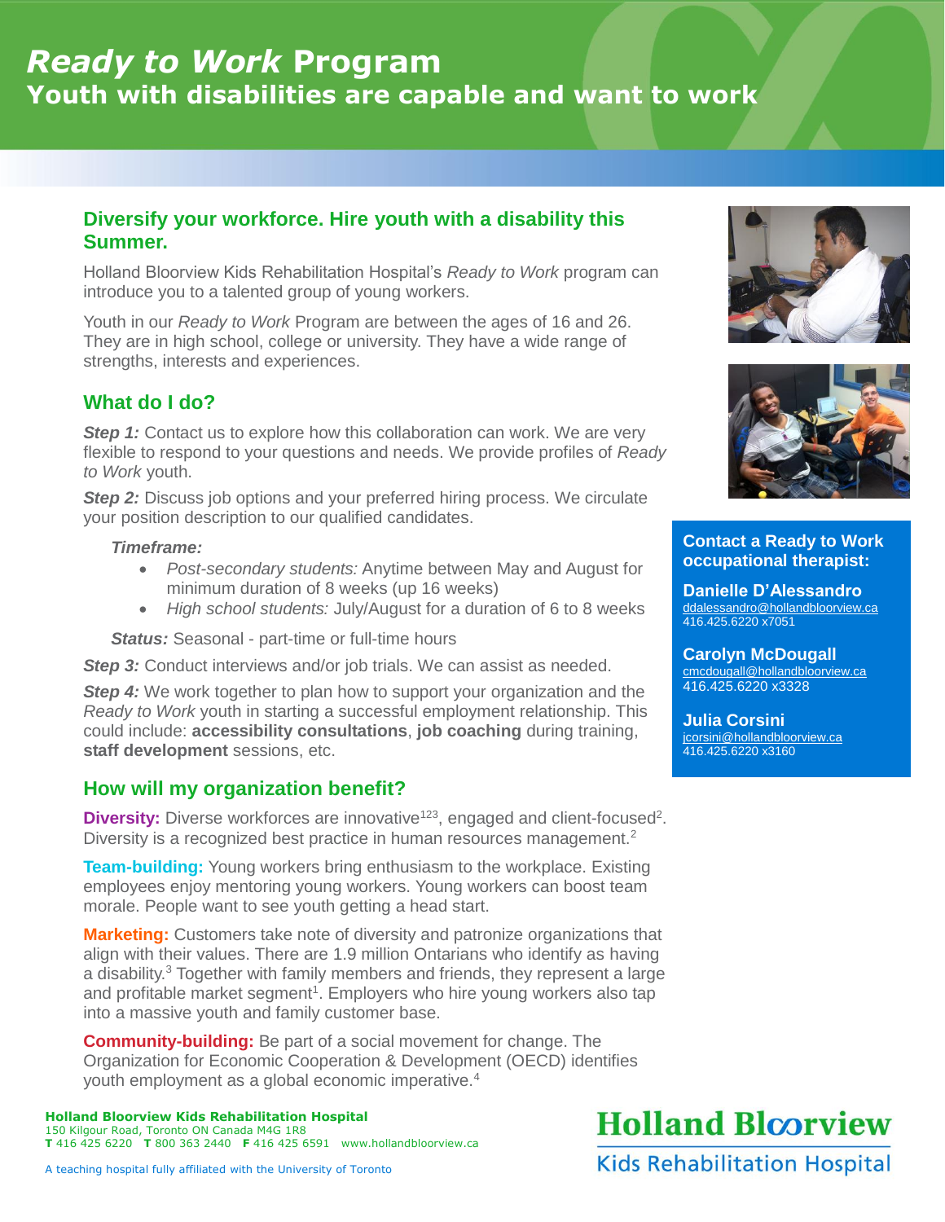# *Ready to Work* Program

## Youth with disabilities are capable and want to work

### Diversify your workforce. Hire youth with a disability this Summer.

Holland Bloorview Kids Rehabilitation Hospital's *Ready to Work* program can introduce you to a talented group of young workers.

Youth in our *Ready to Work* Program are between the ages of 16 and 26. They are in high school, college or university. They have a wide range of strengths, interests and experiences.

### What do I do?

***Step 1:*** Contact us to explore how this collaboration can work. We are very flexible to respond to your questions and needs. We provide profiles of *Ready to Work* youth.

***Step 2:*** Discuss job options and your preferred hiring process. We circulate your position description to our qualified candidates.

***Timeframe:***

- *Post-secondary students:* Anytime between May and August for minimum duration of 8 weeks (up 16 weeks)
- *High school students:* July/August for a duration of 6 to 8 weeks

***Status:*** Seasonal - part-time or full-time hours

***Step 3:*** Conduct interviews and/or job trials. We can assist as needed.

***Step 4:*** We work together to plan how to support your organization and the *Ready to Work* youth in starting a successful employment relationship. This could include: **accessibility consultations**, **job coaching** during training, **staff development** sessions, etc.

### How will my organization benefit?

**Diversity:** Diverse workforces are innovative[123], engaged and client-focused[2]. Diversity is a recognized best practice in human resources management.[2]

**Team-building:** Young workers bring enthusiasm to the workplace. Existing employees enjoy mentoring young workers. Young workers can boost team morale. People want to see youth getting a head start.

**Marketing:** Customers take note of diversity and patronize organizations that align with their values. There are 1.9 million Ontarians who identify as having a disability.[3] Together with family members and friends, they represent a large and profitable market segment[1]. Employers who hire young workers also tap into a massive youth and family customer base.

**Community-building:** Be part of a social movement for change. The Organization for Economic Cooperation & Development (OECD) identifies youth employment as a global economic imperative.[4]

**Contact a Ready to Work occupational therapist:**

**Danielle D'Alessandro**
ddalessandro@hollandbloorview.ca
416.425.6220 x7051

**Carolyn McDougall**
cmcdougall@hollandbloorview.ca
416.425.6220 x3328

**Julia Corsini**
jcorsini@hollandbloorview.ca
416.425.6220 x3160

**Holland Bloorview Kids Rehabilitation Hospital**
150 Kilgour Road, Toronto ON Canada M4G 1R8
**T** 416 425 6220 **T** 800 363 2440 **F** 416 425 6591 www.hollandbloorview.ca

A teaching hospital fully affiliated with the University of Toronto

Holland Bloorview
Kids Rehabilitation Hospital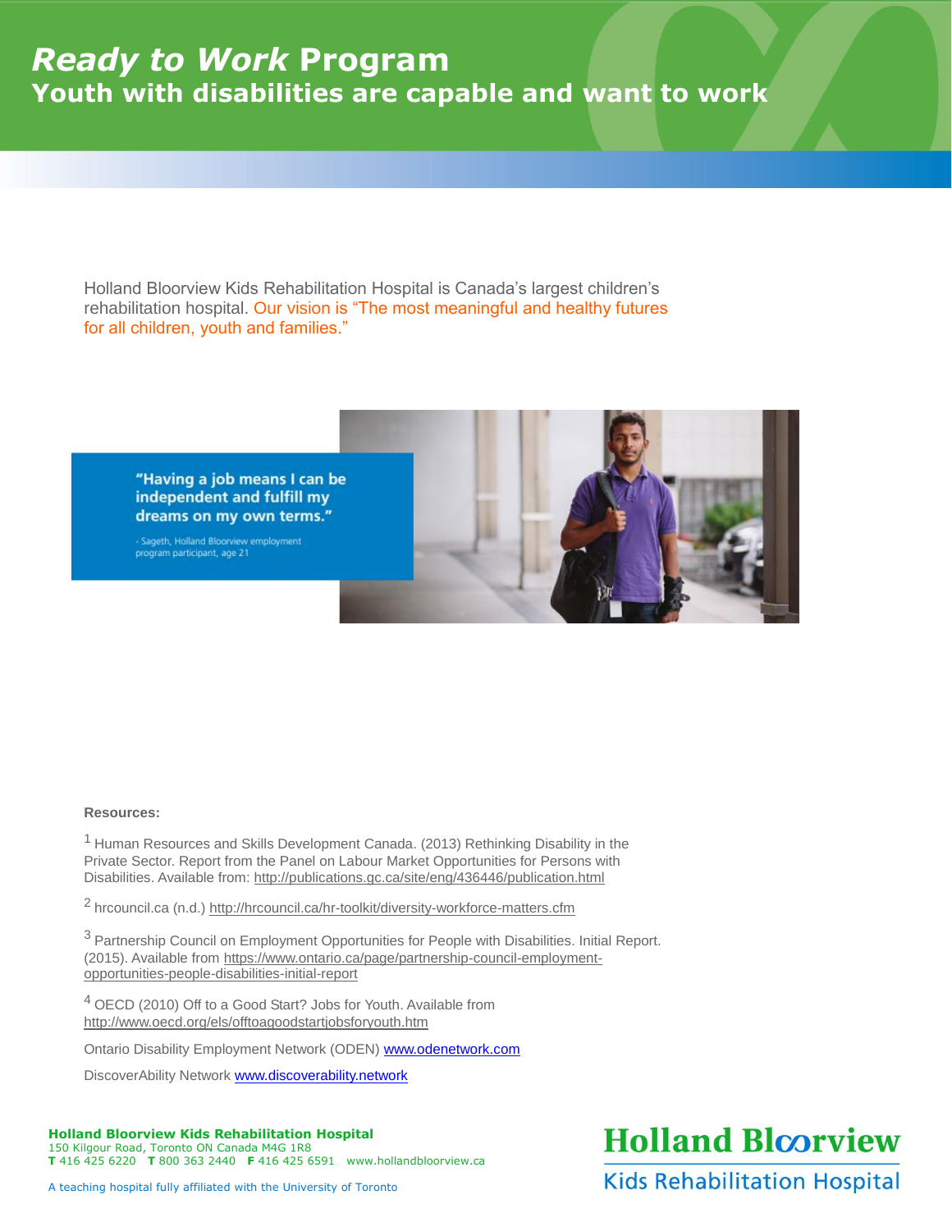# *Ready to Work* Program

## Youth with disabilities are capable and want to work

Holland Bloorview Kids Rehabilitation Hospital is Canada's largest children's rehabilitation hospital. Our vision is "The most meaningful and healthy futures for all children, youth and families."

**"Having a job means I can be independent and fulfill my dreams on my own terms."**

- Sageth, Holland Bloorview employment program participant, age 21

**Resources:**

[1] Human Resources and Skills Development Canada. (2013) Rethinking Disability in the Private Sector. Report from the Panel on Labour Market Opportunities for Persons with Disabilities. Available from: http://publications.gc.ca/site/eng/436446/publication.html

[2] hrcouncil.ca (n.d.) http://hrcouncil.ca/hr-toolkit/diversity-workforce-matters.cfm

[3] Partnership Council on Employment Opportunities for People with Disabilities. Initial Report. (2015). Available from https://www.ontario.ca/page/partnership-council-employment-opportunities-people-disabilities-initial-report

[4] OECD (2010) Off to a Good Start? Jobs for Youth. Available from http://www.oecd.org/els/offtoagoodstartjobsforyouth.htm

Ontario Disability Employment Network (ODEN) www.odenetwork.com

DiscoverAbility Network www.discoverability.network

**Holland Bloorview Kids Rehabilitation Hospital**
150 Kilgour Road, Toronto ON Canada M4G 1R8
**T** 416 425 6220 **T** 800 363 2440 **F** 416 425 6591 www.hollandbloorview.ca

A teaching hospital fully affiliated with the University of Toronto

**Holland Bloorview**
Kids Rehabilitation Hospital